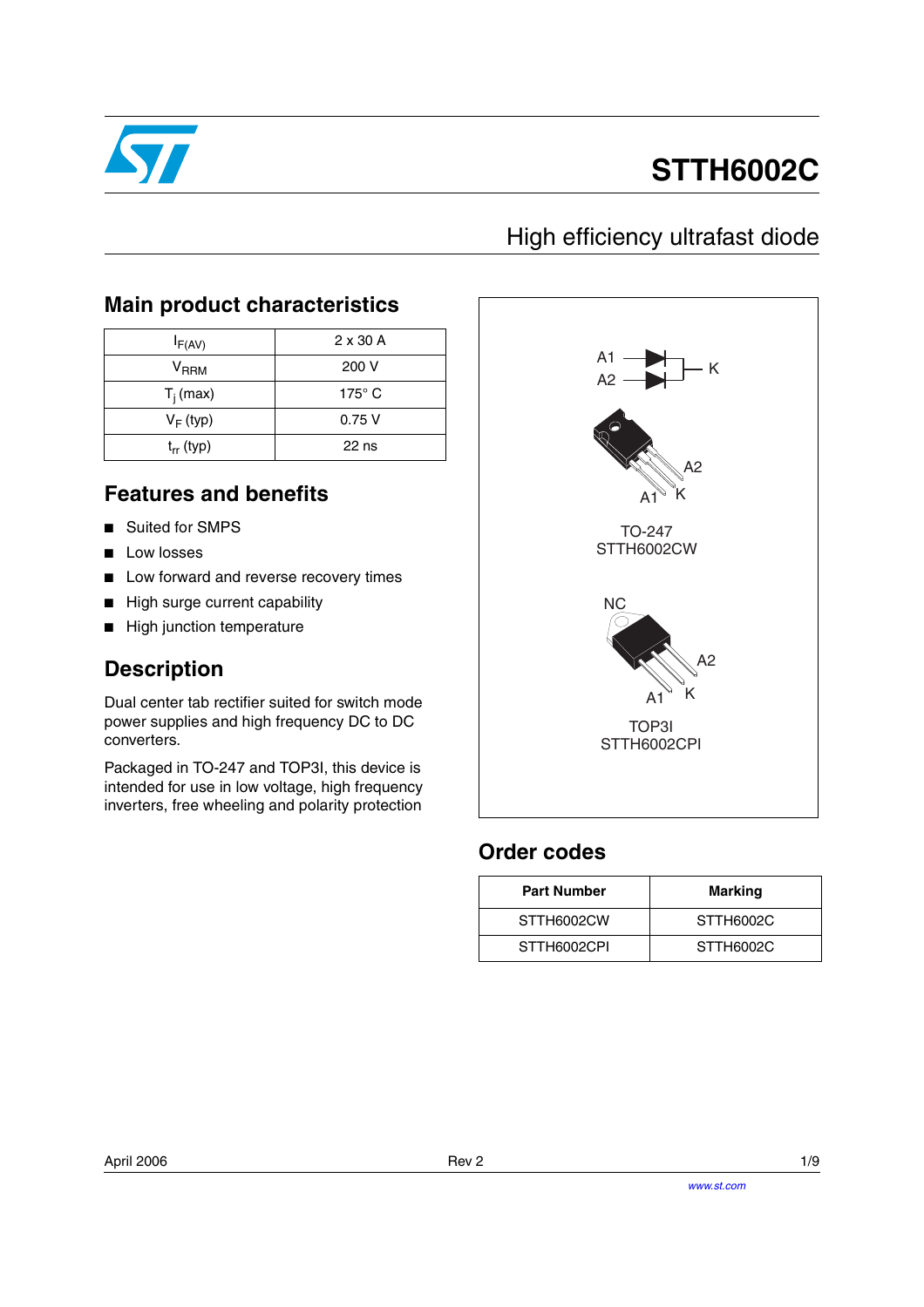# STTH6002C

## High efficiency ultrafast diode

### Main product characteristics

| | |
|---|---|
| $I_{F(AV)}$ | 2 x 30 A |
| $V_{RRM}$ | 200 V |
| $T_j$ (max) | 175° C |
| $V_F$ (typ) | 0.75 V |
| $t_{rr}$ (typ) | 22 ns |

### Features and benefits

- Suited for SMPS
- Low losses
- Low forward and reverse recovery times
- High surge current capability
- High junction temperature

### Description

Dual center tab rectifier suited for switch mode power supplies and high frequency DC to DC converters.

Packaged in TO-247 and TOP3I, this device is intended for use in low voltage, high frequency inverters, free wheeling and polarity protection

A1, A2, K

A2, A1, K

TO-247
STTH6002CW

NC, A2, A1, K

TOP3I
STTH6002CPI

### Order codes

| Part Number | Marking |
|---|---|
| STTH6002CW | STTH6002C |
| STTH6002CPI | STTH6002C |

April 2006 Rev 2

www.st.com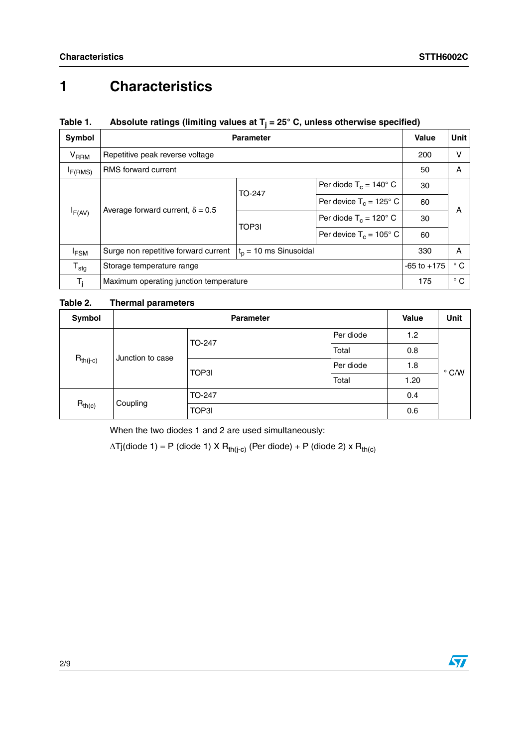# 1 Characteristics

**Table 1. Absolute ratings (limiting values at $T_j = 25°$ C, unless otherwise specified)**

| Symbol | Parameter | | | Value | Unit |
|---|---|---|---|---|---|
| $V_{RRM}$ | Repetitive peak reverse voltage | | | 200 | V |
| $I_{F(RMS)}$ | RMS forward current | | | 50 | A |
| $I_{F(AV)}$ | Average forward current, $\delta = 0.5$ | TO-247 | Per diode $T_c = 140°$ C | 30 | A |
| | | | Per device $T_c = 125°$ C | 60 | |
| | | TOP3I | Per diode $T_c = 120°$ C | 30 | |
| | | | Per device $T_c = 105°$ C | 60 | |
| $I_{FSM}$ | Surge non repetitive forward current | $t_p = 10$ ms Sinusoidal | | 330 | A |
| $T_{stg}$ | Storage temperature range | | | -65 to +175 | ° C |
| $T_j$ | Maximum operating junction temperature | | | 175 | ° C |

**Table 2. Thermal parameters**

| Symbol | Parameter | | | Value | Unit |
|---|---|---|---|---|---|
| $R_{th(j-c)}$ | Junction to case | TO-247 | Per diode | 1.2 | ° C/W |
| | | | Total | 0.8 | |
| | | TOP3I | Per diode | 1.8 | |
| | | | Total | 1.20 | |
| $R_{th(c)}$ | Coupling | TO-247 | | 0.4 | |
| | | TOP3I | | 0.6 | |

When the two diodes 1 and 2 are used simultaneously:

$\Delta$Tj(diode 1) = P (diode 1) X $R_{th(j-c)}$ (Per diode) + P (diode 2) x $R_{th(c)}$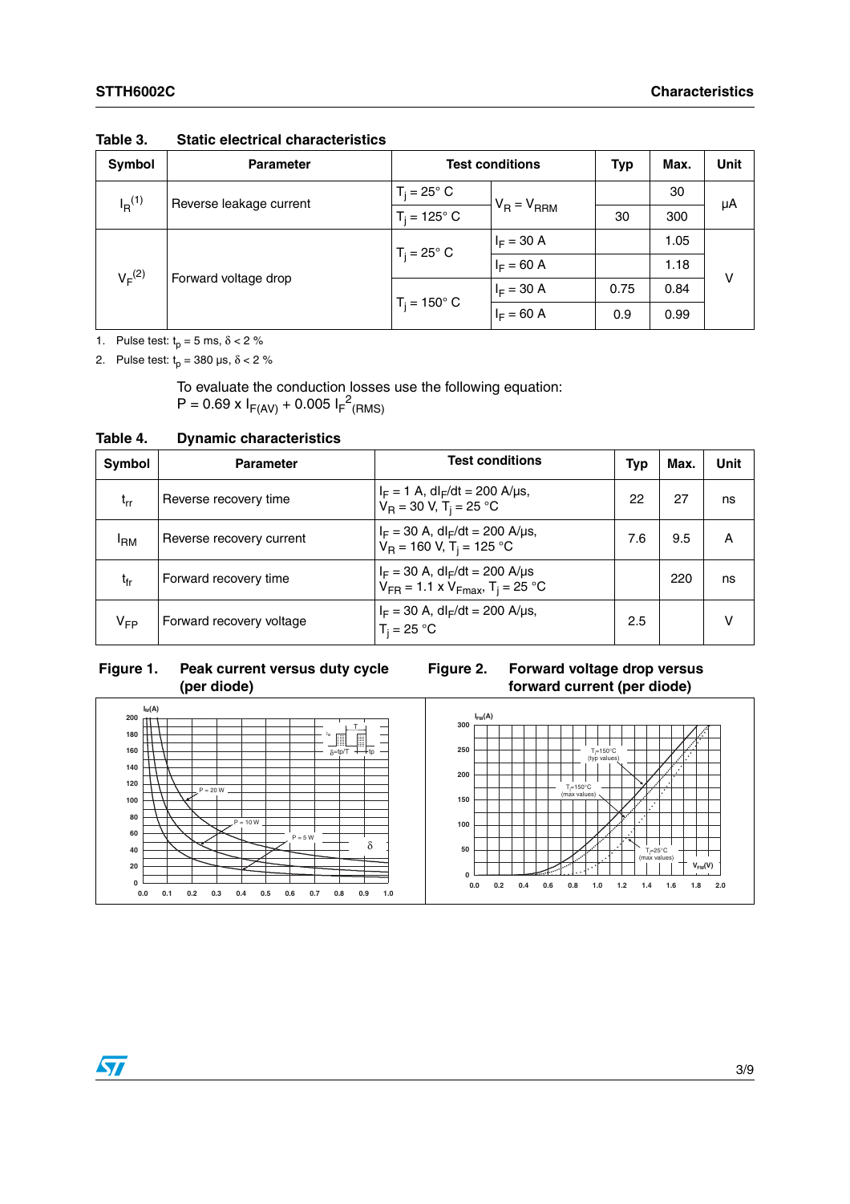**Table 3. Static electrical characteristics**

| Symbol | Parameter | Test conditions | | Typ | Max. | Unit |
|---|---|---|---|---|---|---|
| $I_R$(1) | Reverse leakage current | $T_j = 25°$ C | $V_R = V_{RRM}$ | | 30 | µA |
| | | $T_j = 125°$ C | | 30 | 300 | |
| $V_F$(2) | Forward voltage drop | $T_j = 25°$ C | $I_F = 30$ A | | 1.05 | V |
| | | | $I_F = 60$ A | | 1.18 | |
| | | $T_j = 150°$ C | $I_F = 30$ A | 0.75 | 0.84 | |
| | | | $I_F = 60$ A | 0.9 | 0.99 | |

1. Pulse test: $t_p = 5$ ms, $\delta < 2$ %
2. Pulse test: $t_p = 380$ µs, $\delta < 2$ %

To evaluate the conduction losses use the following equation:
$P = 0.69 \times I_{F(AV)} + 0.005\ I_{F}^{2}{}_{(RMS)}$

**Table 4. Dynamic characteristics**

| Symbol | Parameter | Test conditions | Typ | Max. | Unit |
|---|---|---|---|---|---|
| $t_{rr}$ | Reverse recovery time | $I_F = 1$ A, $dI_F/dt = 200$ A/µs, $V_R = 30$ V, $T_j = 25$ °C | 22 | 27 | ns |
| $I_{RM}$ | Reverse recovery current | $I_F = 30$ A, $dI_F/dt = 200$ A/µs, $V_R = 160$ V, $T_j = 125$ °C | 7.6 | 9.5 | A |
| $t_{fr}$ | Forward recovery time | $I_F = 30$ A, $dI_F/dt = 200$ A/µs $V_{FR} = 1.1 \times V_{Fmax}$, $T_j = 25$ °C | | 220 | ns |
| $V_{FP}$ | Forward recovery voltage | $I_F = 30$ A, $dI_F/dt = 200$ A/µs, $T_j = 25$ °C | 2.5 | | V |

**Figure 1. Peak current versus duty cycle (per diode)**

**Figure 2. Forward voltage drop versus forward current (per diode)**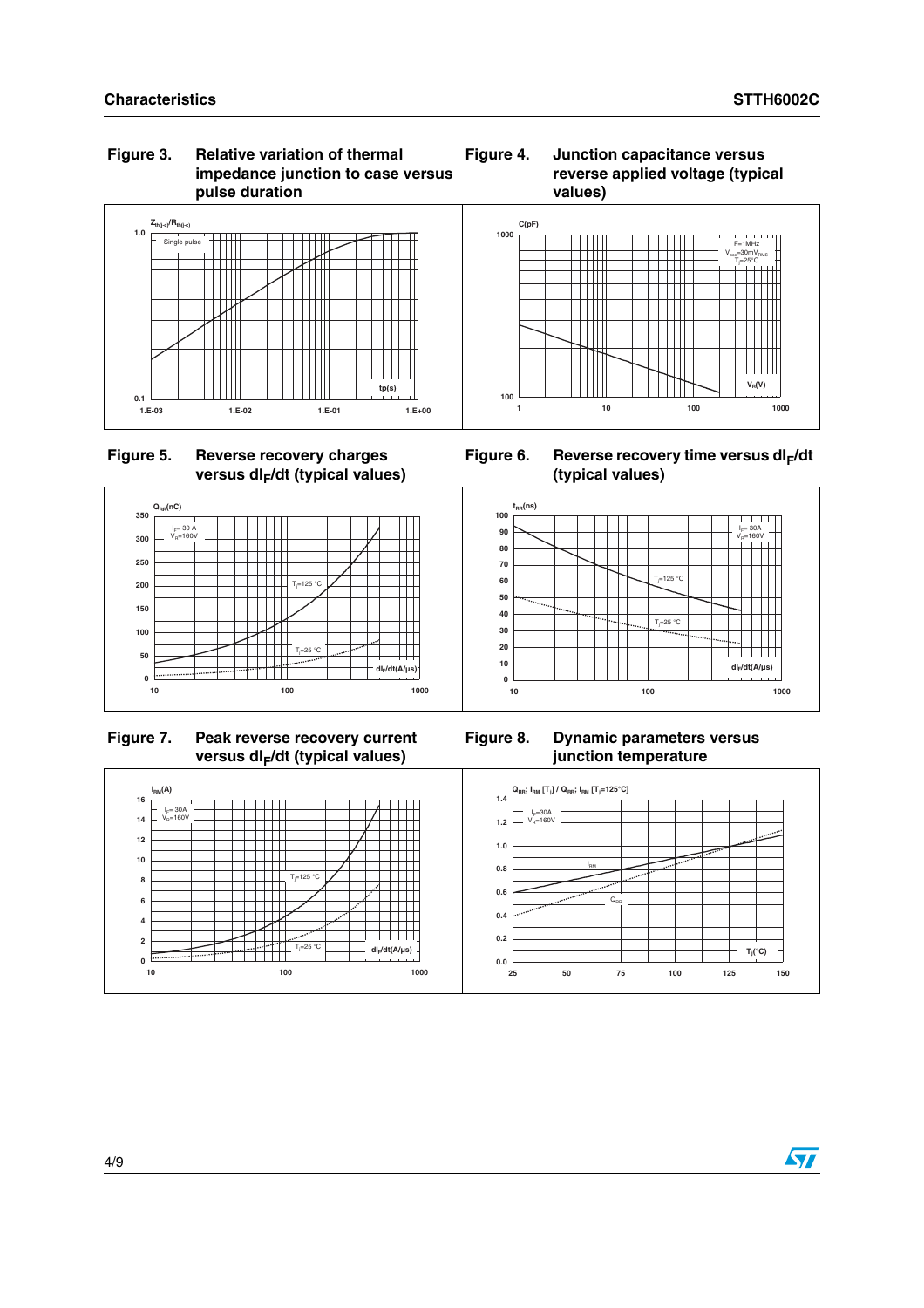**Figure 3. Relative variation of thermal impedance junction to case versus pulse duration**

**Figure 4. Junction capacitance versus reverse applied voltage (typical values)**

**Figure 5. Reverse recovery charges versus $dI_F/dt$ (typical values)**

**Figure 6. Reverse recovery time versus $dI_F/dt$ (typical values)**

**Figure 7. Peak reverse recovery current versus $dI_F/dt$ (typical values)**

**Figure 8. Dynamic parameters versus junction temperature**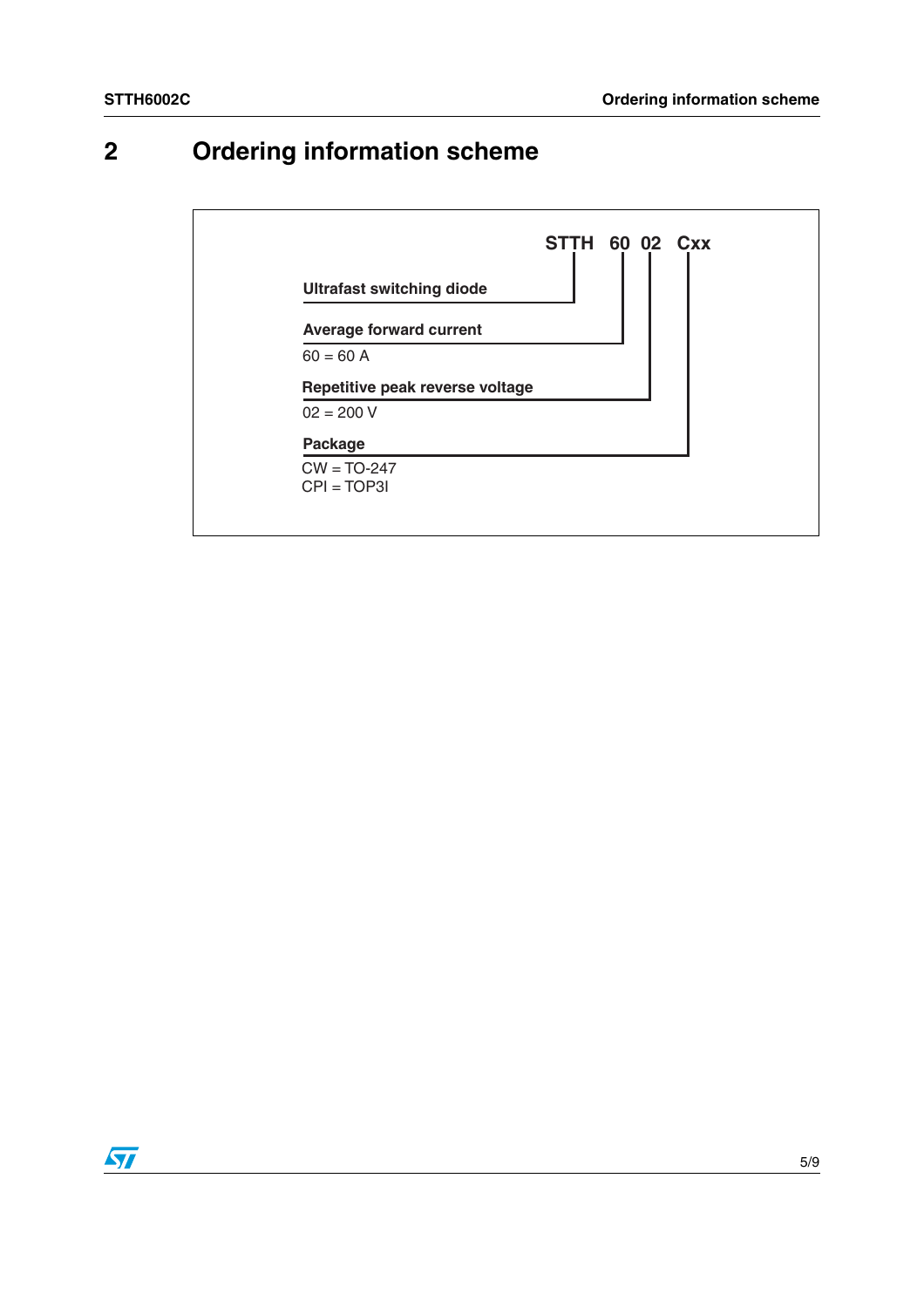## 2 Ordering information scheme

**STTH 60 02 Cxx**

**Ultrafast switching diode** — STTH

**Average forward current** — 60
60 = 60 A

**Repetitive peak reverse voltage** — 02
02 = 200 V

**Package** — Cxx
CW = TO-247
CPI = TOP3I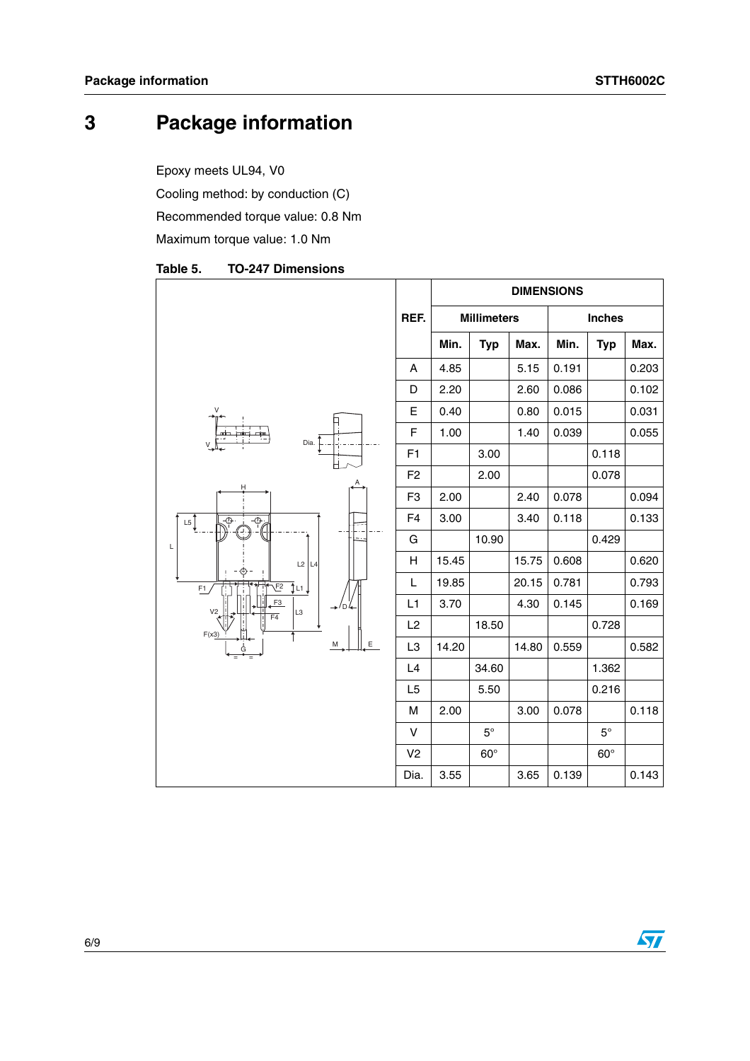# 3 Package information

Epoxy meets UL94, V0

Cooling method: by conduction (C)

Recommended torque value: 0.8 Nm

Maximum torque value: 1.0 Nm

**Table 5. TO-247 Dimensions**

| REF. | Millimeters | | | Inches | | |
|---|---|---|---|---|---|---|
| | Min. | Typ | Max. | Min. | Typ | Max. |
| A | 4.85 | | 5.15 | 0.191 | | 0.203 |
| D | 2.20 | | 2.60 | 0.086 | | 0.102 |
| E | 0.40 | | 0.80 | 0.015 | | 0.031 |
| F | 1.00 | | 1.40 | 0.039 | | 0.055 |
| F1 | | 3.00 | | | 0.118 | |
| F2 | | 2.00 | | | 0.078 | |
| F3 | 2.00 | | 2.40 | 0.078 | | 0.094 |
| F4 | 3.00 | | 3.40 | 0.118 | | 0.133 |
| G | | 10.90 | | | 0.429 | |
| H | 15.45 | | 15.75 | 0.608 | | 0.620 |
| L | 19.85 | | 20.15 | 0.781 | | 0.793 |
| L1 | 3.70 | | 4.30 | 0.145 | | 0.169 |
| L2 | | 18.50 | | | 0.728 | |
| L3 | 14.20 | | 14.80 | 0.559 | | 0.582 |
| L4 | | 34.60 | | | 1.362 | |
| L5 | | 5.50 | | | 0.216 | |
| M | 2.00 | | 3.00 | 0.078 | | 0.118 |
| V | | 5° | | | 5° | |
| V2 | | 60° | | | 60° | |
| Dia. | 3.55 | | 3.65 | 0.139 | | 0.143 |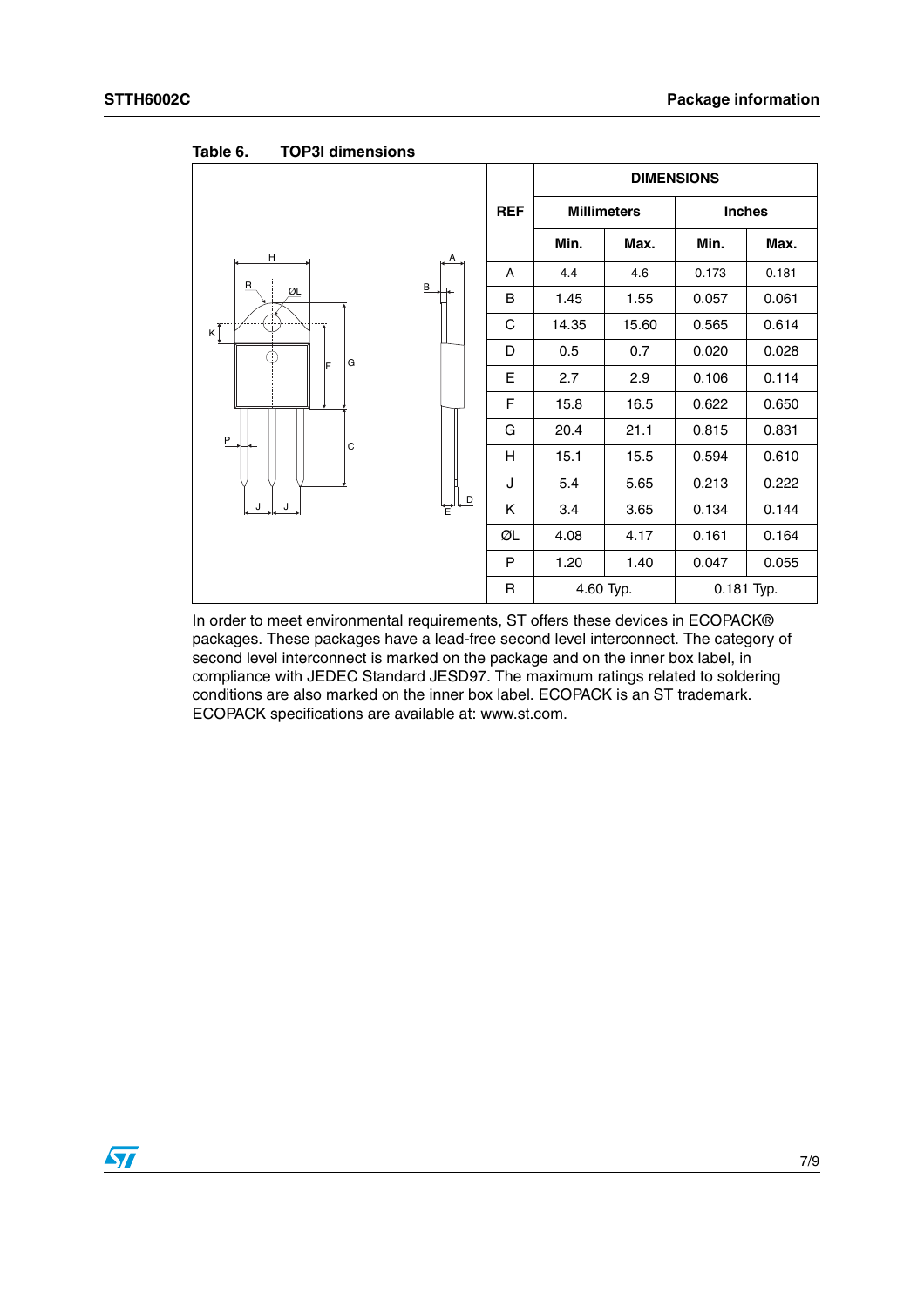**Table 6. TOP3I dimensions**

| REF | DIMENSIONS | | | |
|---|---|---|---|---|
| | Millimeters | | Inches | |
| | Min. | Max. | Min. | Max. |
| A | 4.4 | 4.6 | 0.173 | 0.181 |
| B | 1.45 | 1.55 | 0.057 | 0.061 |
| C | 14.35 | 15.60 | 0.565 | 0.614 |
| D | 0.5 | 0.7 | 0.020 | 0.028 |
| E | 2.7 | 2.9 | 0.106 | 0.114 |
| F | 15.8 | 16.5 | 0.622 | 0.650 |
| G | 20.4 | 21.1 | 0.815 | 0.831 |
| H | 15.1 | 15.5 | 0.594 | 0.610 |
| J | 5.4 | 5.65 | 0.213 | 0.222 |
| K | 3.4 | 3.65 | 0.134 | 0.144 |
| ØL | 4.08 | 4.17 | 0.161 | 0.164 |
| P | 1.20 | 1.40 | 0.047 | 0.055 |
| R | 4.60 Typ. | | 0.181 Typ. | |

In order to meet environmental requirements, ST offers these devices in ECOPACK® packages. These packages have a lead-free second level interconnect. The category of second level interconnect is marked on the package and on the inner box label, in compliance with JEDEC Standard JESD97. The maximum ratings related to soldering conditions are also marked on the inner box label. ECOPACK is an ST trademark. ECOPACK specifications are available at: www.st.com.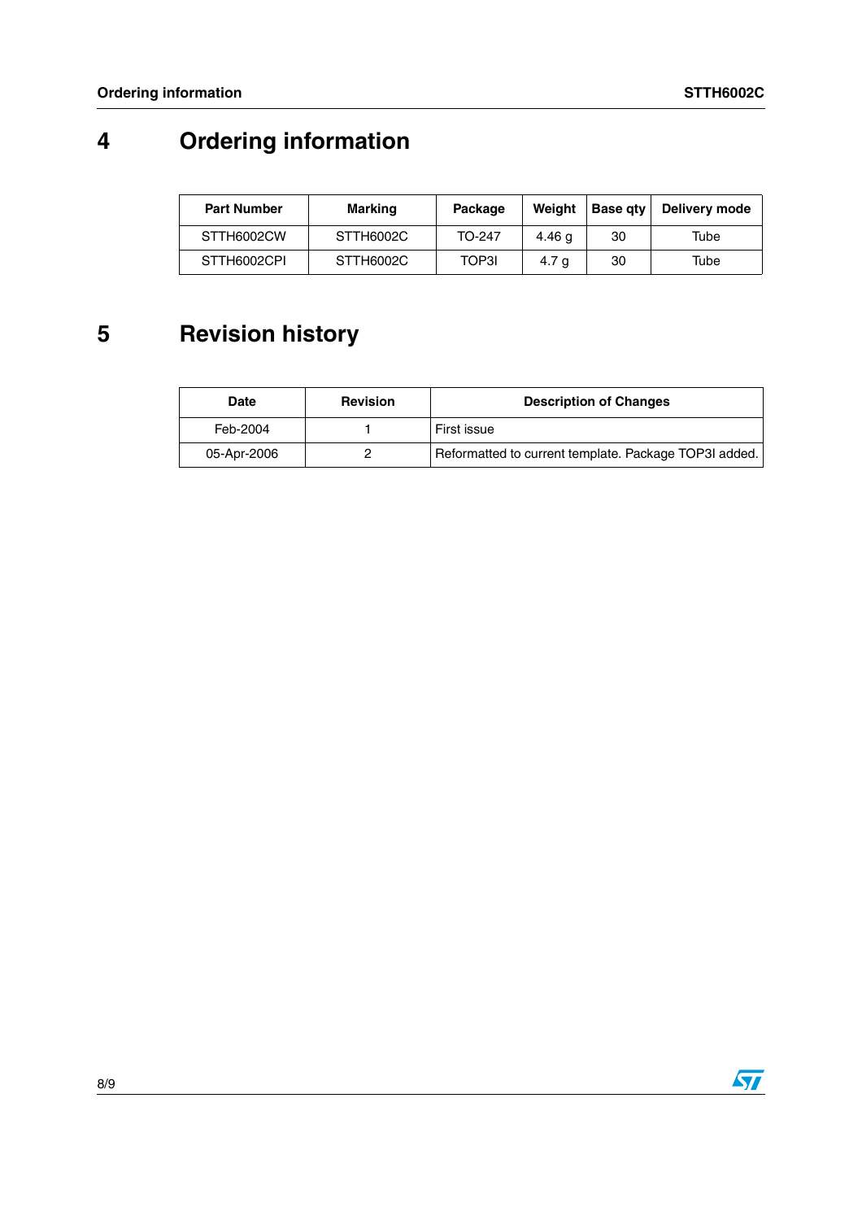# 4 Ordering information

| Part Number | Marking | Package | Weight | Base qty | Delivery mode |
|---|---|---|---|---|---|
| STTH6002CW | STTH6002C | TO-247 | 4.46 g | 30 | Tube |
| STTH6002CPI | STTH6002C | TOP3I | 4.7 g | 30 | Tube |

# 5 Revision history

| Date | Revision | Description of Changes |
|---|---|---|
| Feb-2004 | 1 | First issue |
| 05-Apr-2006 | 2 | Reformatted to current template. Package TOP3I added. |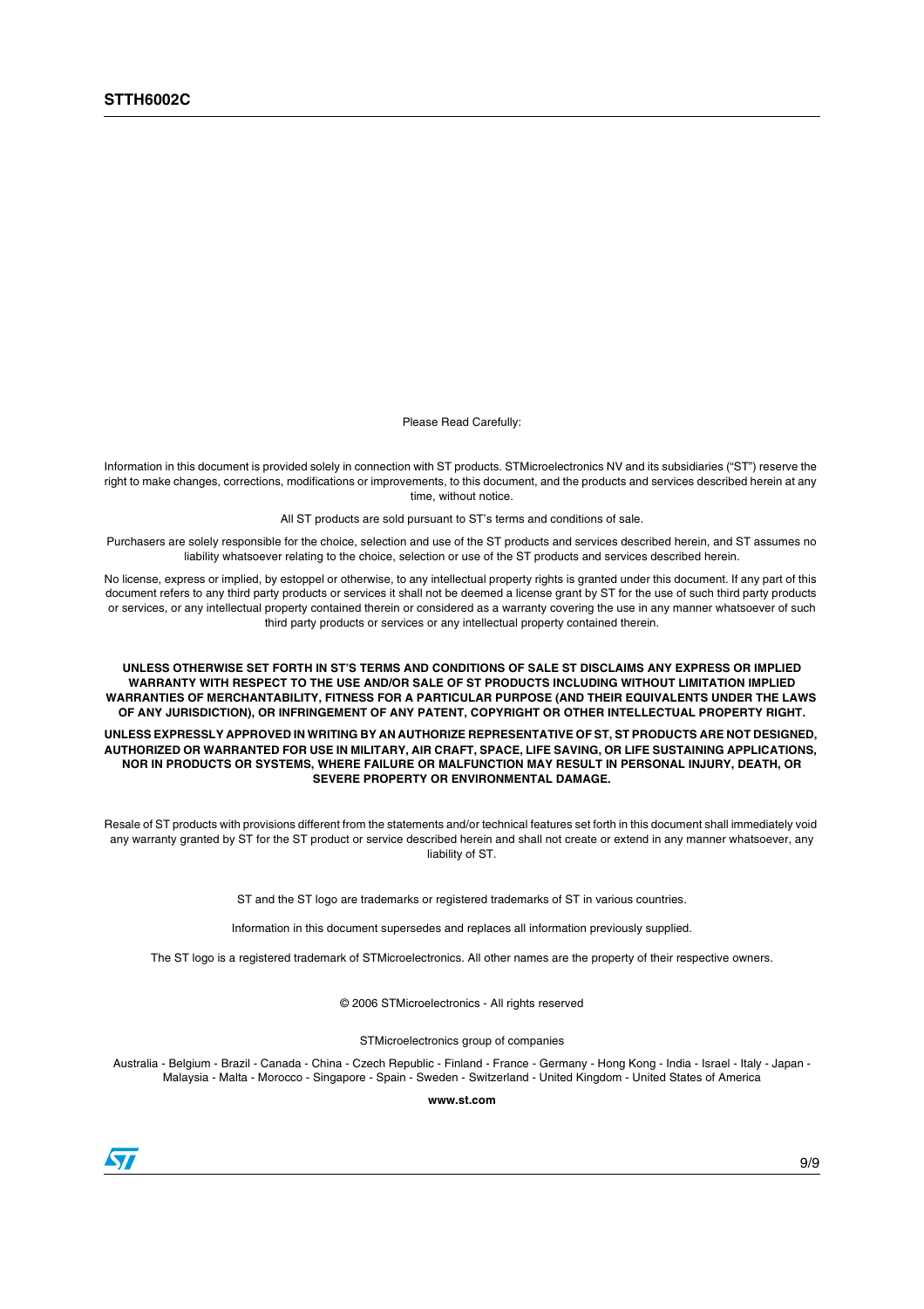Please Read Carefully:

Information in this document is provided solely in connection with ST products. STMicroelectronics NV and its subsidiaries ("ST") reserve the right to make changes, corrections, modifications or improvements, to this document, and the products and services described herein at any time, without notice.

All ST products are sold pursuant to ST's terms and conditions of sale.

Purchasers are solely responsible for the choice, selection and use of the ST products and services described herein, and ST assumes no liability whatsoever relating to the choice, selection or use of the ST products and services described herein.

No license, express or implied, by estoppel or otherwise, to any intellectual property rights is granted under this document. If any part of this document refers to any third party products or services it shall not be deemed a license grant by ST for the use of such third party products or services, or any intellectual property contained therein or considered as a warranty covering the use in any manner whatsoever of such third party products or services or any intellectual property contained therein.

**UNLESS OTHERWISE SET FORTH IN ST'S TERMS AND CONDITIONS OF SALE ST DISCLAIMS ANY EXPRESS OR IMPLIED WARRANTY WITH RESPECT TO THE USE AND/OR SALE OF ST PRODUCTS INCLUDING WITHOUT LIMITATION IMPLIED WARRANTIES OF MERCHANTABILITY, FITNESS FOR A PARTICULAR PURPOSE (AND THEIR EQUIVALENTS UNDER THE LAWS OF ANY JURISDICTION), OR INFRINGEMENT OF ANY PATENT, COPYRIGHT OR OTHER INTELLECTUAL PROPERTY RIGHT.**

**UNLESS EXPRESSLY APPROVED IN WRITING BY AN AUTHORIZE REPRESENTATIVE OF ST, ST PRODUCTS ARE NOT DESIGNED, AUTHORIZED OR WARRANTED FOR USE IN MILITARY, AIR CRAFT, SPACE, LIFE SAVING, OR LIFE SUSTAINING APPLICATIONS, NOR IN PRODUCTS OR SYSTEMS, WHERE FAILURE OR MALFUNCTION MAY RESULT IN PERSONAL INJURY, DEATH, OR SEVERE PROPERTY OR ENVIRONMENTAL DAMAGE.**

Resale of ST products with provisions different from the statements and/or technical features set forth in this document shall immediately void any warranty granted by ST for the ST product or service described herein and shall not create or extend in any manner whatsoever, any liability of ST.

ST and the ST logo are trademarks or registered trademarks of ST in various countries.

Information in this document supersedes and replaces all information previously supplied.

The ST logo is a registered trademark of STMicroelectronics. All other names are the property of their respective owners.

© 2006 STMicroelectronics - All rights reserved

STMicroelectronics group of companies

Australia - Belgium - Brazil - Canada - China - Czech Republic - Finland - France - Germany - Hong Kong - India - Israel - Italy - Japan - Malaysia - Malta - Morocco - Singapore - Spain - Sweden - Switzerland - United Kingdom - United States of America

**www.st.com**